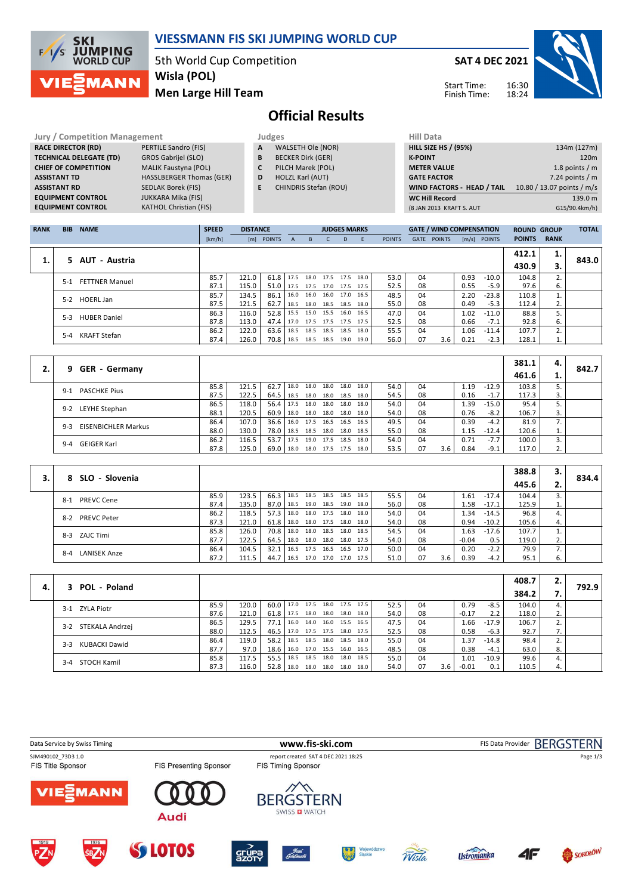# VIESSMANN FIS SKI JUMPING WORLD CUP

5th World Cup Competition
**Wisla (POL)**
**Men Large Hill Team**

**SAT 4 DEC 2021**

Start Time: 16:30
Finish Time: 18:24

## Official Results

| Jury / Competition Management | |
|---|---|
| RACE DIRECTOR (RD) | PERTILE Sandro (FIS) |
| TECHNICAL DELEGATE (TD) | GROS Gabrijel (SLO) |
| CHIEF OF COMPETITION | MALIK Faustyna (POL) |
| ASSISTANT TD | HASSLBERGER Thomas (GER) |
| ASSISTANT RD | SEDLAK Borek (FIS) |
| EQUIPMENT CONTROL | JUKKARA Mika (FIS) |
| EQUIPMENT CONTROL | KATHOL Christian (FIS) |

| Judges | |
|---|---|
| A | WALSETH Ole (NOR) |
| B | BECKER Dirk (GER) |
| C | PILCH Marek (POL) |
| D | HOLZL Karl (AUT) |
| E | CHINDRIS Stefan (ROU) |

| Hill Data | |
|---|---|
| HILL SIZE HS / (95%) | 134m (127m) |
| K-POINT | 120m |
| METER VALUE | 1.8 points / m |
| GATE FACTOR | 7.24 points / m |
| WIND FACTORS - HEAD / TAIL | 10.80 / 13.07 points / m/s |
| WC Hill Record | 139.0 m |
| (8 JAN 2013 KRAFT S. AUT | G15/90.4km/h) |

| RANK | BIB | NAME | SPEED [km/h] | DISTANCE [m] | DISTANCE POINTS | A | B | C | D | E | JUDGES POINTS | GATE | GATE POINTS | WIND [m/s] | WIND POINTS | ROUND POINTS | GROUP RANK | TOTAL |
|---|---|---|---|---|---|---|---|---|---|---|---|---|---|---|---|---|---|---|
| 1. | 5 | AUT - Austria | | | | | | | | | | | | | | 412.1 / 430.9 | 1. / 3. | 843.0 |
| | 5-1 | FETTNER Manuel | 85.7 | 121.0 | 61.8 | 17.5 | 18.0 | 17.5 | 17.5 | 18.0 | 53.0 | 04 | | 0.93 | -10.0 | 104.8 | 2. | |
| | | | 87.1 | 115.0 | 51.0 | 17.5 | 17.5 | 17.0 | 17.5 | 17.5 | 52.5 | 08 | | 0.55 | -5.9 | 97.6 | 6. | |
| | 5-2 | HOERL Jan | 85.7 | 134.5 | 86.1 | 16.0 | 16.0 | 16.0 | 17.0 | 16.5 | 48.5 | 04 | | 2.20 | -23.8 | 110.8 | 1. | |
| | | | 87.5 | 121.5 | 62.7 | 18.5 | 18.0 | 18.5 | 18.5 | 18.0 | 55.0 | 08 | | 0.49 | -5.3 | 112.4 | 2. | |
| | 5-3 | HUBER Daniel | 86.3 | 116.0 | 52.8 | 15.5 | 15.0 | 15.5 | 16.0 | 16.5 | 47.0 | 04 | | 1.02 | -11.0 | 88.8 | 5. | |
| | | | 87.8 | 113.0 | 47.4 | 17.0 | 17.5 | 17.5 | 17.5 | 17.5 | 52.5 | 08 | | 0.66 | -7.1 | 92.8 | 6. | |
| | 5-4 | KRAFT Stefan | 86.2 | 122.0 | 63.6 | 18.5 | 18.5 | 18.5 | 18.5 | 18.0 | 55.5 | 04 | | 1.06 | -11.4 | 107.7 | 2. | |
| | | | 87.4 | 126.0 | 70.8 | 18.5 | 18.5 | 18.5 | 19.0 | 19.0 | 56.0 | 07 | 3.6 | 0.21 | -2.3 | 128.1 | 1. | |
| 2. | 9 | GER - Germany | | | | | | | | | | | | | | 381.1 / 461.6 | 4. / 1. | 842.7 |
| | 9-1 | PASCHKE Pius | 85.8 | 121.5 | 62.7 | 18.0 | 18.0 | 18.0 | 18.0 | 18.0 | 54.0 | 04 | | 1.19 | -12.9 | 103.8 | 5. | |
| | | | 87.5 | 122.5 | 64.5 | 18.5 | 18.0 | 18.0 | 18.5 | 18.0 | 54.5 | 08 | | 0.16 | -1.7 | 117.3 | 3. | |
| | 9-2 | LEYHE Stephan | 86.5 | 118.0 | 56.4 | 17.5 | 18.0 | 18.0 | 18.0 | 18.0 | 54.0 | 04 | | 1.39 | -15.0 | 95.4 | 5. | |
| | | | 88.1 | 120.5 | 60.9 | 18.0 | 18.0 | 18.0 | 18.0 | 18.0 | 54.0 | 08 | | 0.76 | -8.2 | 106.7 | 3. | |
| | 9-3 | EISENBICHLER Markus | 86.4 | 107.0 | 36.6 | 16.0 | 17.5 | 16.5 | 16.5 | 16.5 | 49.5 | 04 | | 0.39 | -4.2 | 81.9 | 7. | |
| | | | 88.0 | 130.0 | 78.0 | 18.5 | 18.5 | 18.0 | 18.0 | 18.5 | 55.0 | 08 | | 1.15 | -12.4 | 120.6 | 1. | |
| | 9-4 | GEIGER Karl | 86.2 | 116.5 | 53.7 | 17.5 | 19.0 | 17.5 | 18.5 | 18.0 | 54.0 | 04 | | 0.71 | -7.7 | 100.0 | 3. | |
| | | | 87.8 | 125.0 | 69.0 | 18.0 | 18.0 | 17.5 | 17.5 | 18.0 | 53.5 | 07 | 3.6 | 0.84 | -9.1 | 117.0 | 2. | |
| 3. | 8 | SLO - Slovenia | | | | | | | | | | | | | | 388.8 / 445.6 | 3. / 2. | 834.4 |
| | 8-1 | PREVC Cene | 85.9 | 123.5 | 66.3 | 18.5 | 18.5 | 18.5 | 18.5 | 18.5 | 55.5 | 04 | | 1.61 | -17.4 | 104.4 | 3. | |
| | | | 87.4 | 135.0 | 87.0 | 18.5 | 19.0 | 18.5 | 19.0 | 18.0 | 56.0 | 08 | | 1.58 | -17.1 | 125.9 | 1. | |
| | 8-2 | PREVC Peter | 86.2 | 118.5 | 57.3 | 18.0 | 18.0 | 17.5 | 18.0 | 18.0 | 54.0 | 04 | | 1.34 | -14.5 | 96.8 | 4. | |
| | | | 87.3 | 121.0 | 61.8 | 18.0 | 18.0 | 17.5 | 18.0 | 18.0 | 54.0 | 08 | | 0.94 | -10.2 | 105.6 | 4. | |
| | 8-3 | ZAJC Timi | 85.8 | 126.0 | 70.8 | 18.0 | 18.0 | 18.5 | 18.0 | 18.5 | 54.5 | 04 | | 1.63 | -17.6 | 107.7 | 1. | |
| | | | 87.7 | 122.5 | 64.5 | 18.0 | 18.0 | 18.0 | 18.0 | 17.5 | 54.0 | 08 | | -0.04 | 0.5 | 119.0 | 2. | |
| | 8-4 | LANISEK Anze | 86.4 | 104.5 | 32.1 | 16.5 | 17.5 | 16.5 | 16.5 | 17.0 | 50.0 | 04 | | 0.20 | -2.2 | 79.9 | 7. | |
| | | | 87.2 | 111.5 | 44.7 | 16.5 | 17.0 | 17.0 | 17.0 | 17.5 | 51.0 | 07 | 3.6 | 0.39 | -4.2 | 95.1 | 6. | |
| 4. | 3 | POL - Poland | | | | | | | | | | | | | | 408.7 / 384.2 | 2. / 7. | 792.9 |
| | 3-1 | ZYLA Piotr | 85.9 | 120.0 | 60.0 | 17.0 | 17.5 | 18.0 | 17.5 | 17.5 | 52.5 | 04 | | 0.79 | -8.5 | 104.0 | 4. | |
| | | | 87.6 | 121.0 | 61.8 | 17.5 | 18.0 | 18.0 | 18.0 | 18.0 | 54.0 | 08 | | -0.17 | 2.2 | 118.0 | 2. | |
| | 3-2 | STEKALA Andrzej | 86.5 | 129.5 | 77.1 | 16.0 | 14.0 | 16.0 | 15.5 | 16.5 | 47.5 | 04 | | 1.66 | -17.9 | 106.7 | 2. | |
| | | | 88.0 | 112.5 | 46.5 | 17.0 | 17.5 | 17.5 | 18.0 | 17.5 | 52.5 | 08 | | 0.58 | -6.3 | 92.7 | 7. | |
| | 3-3 | KUBACKI Dawid | 86.4 | 119.0 | 58.2 | 18.5 | 18.5 | 18.0 | 18.5 | 18.0 | 55.0 | 04 | | 1.37 | -14.8 | 98.4 | 2. | |
| | | | 87.7 | 97.0 | 18.6 | 16.0 | 17.0 | 15.5 | 16.0 | 16.5 | 48.5 | 08 | | 0.38 | -4.1 | 63.0 | 8. | |
| | 3-4 | STOCH Kamil | 85.8 | 117.5 | 55.5 | 18.5 | 18.5 | 18.0 | 18.0 | 18.5 | 55.0 | 04 | | 1.01 | -10.9 | 99.6 | 4. | |
| | | | 87.3 | 116.0 | 52.8 | 18.0 | 18.0 | 18.0 | 18.0 | 18.0 | 54.0 | 07 | 3.6 | -0.01 | 0.1 | 110.5 | 4. | |

Data Service by Swiss Timing — www.fis-ski.com — FIS Data Provider BERGSTERN

SJM490102_73D3 1.0 — report created SAT 4 DEC 2021 18:25

FIS Title Sponsor: VIESSMANN — FIS Presenting Sponsor: Audi — FIS Timing Sponsor: BERGSTERN SWISS WATCH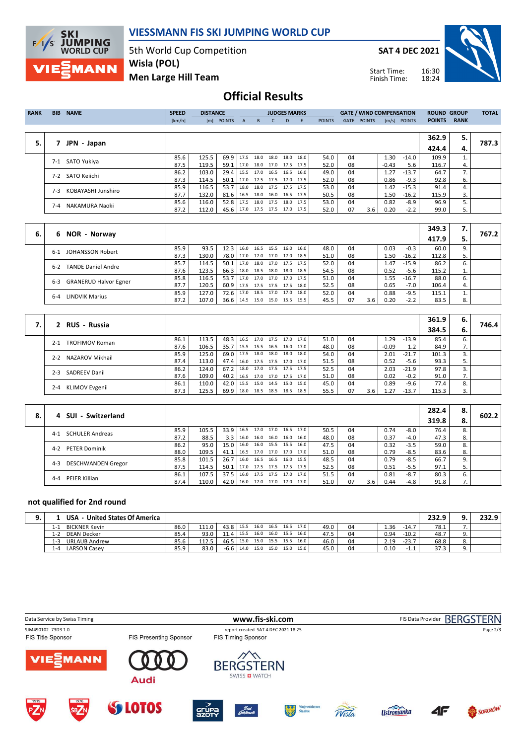# VIESSMANN FIS SKI JUMPING WORLD CUP

5th World Cup Competition
**Wisla (POL)**
**Men Large Hill Team**

**SAT 4 DEC 2021**

Start Time: 16:30
Finish Time: 18:24

## Official Results

| RANK | BIB | NAME | SPEED [km/h] | DISTANCE [m] | DISTANCE POINTS | A | B | C | D | E | JUDGES POINTS | GATE | GATE POINTS | WIND [m/s] | WIND POINTS | ROUND POINTS | GROUP RANK | TOTAL |
|---|---|---|---|---|---|---|---|---|---|---|---|---|---|---|---|---|---|---|
| 5. | 7 | JPN - Japan | | | | | | | | | | | | | | 362.9 | 5. | 787.3 |
| | | | | | | | | | | | | | | | | 424.4 | 4. | |
| | 7-1 | SATO Yukiya | 85.6 | 125.5 | 69.9 | 17.5 | 18.0 | 18.0 | 18.0 | 18.0 | 54.0 | 04 | | 1.30 | -14.0 | 109.9 | 1. | |
| | | | 87.5 | 119.5 | 59.1 | 17.0 | 18.0 | 17.0 | 17.5 | 17.5 | 52.0 | 08 | | -0.43 | 5.6 | 116.7 | 4. | |
| | 7-2 | SATO Keiichi | 86.2 | 103.0 | 29.4 | 15.5 | 17.0 | 16.5 | 16.5 | 16.0 | 49.0 | 04 | | 1.27 | -13.7 | 64.7 | 7. | |
| | | | 87.3 | 114.5 | 50.1 | 17.0 | 17.5 | 17.5 | 17.0 | 17.5 | 52.0 | 08 | | 0.86 | -9.3 | 92.8 | 6. | |
| | 7-3 | KOBAYASHI Junshiro | 85.9 | 116.5 | 53.7 | 18.0 | 18.0 | 17.5 | 17.5 | 17.5 | 53.0 | 04 | | 1.42 | -15.3 | 91.4 | 4. | |
| | | | 87.7 | 132.0 | 81.6 | 16.5 | 18.0 | 16.0 | 16.5 | 17.5 | 50.5 | 08 | | 1.50 | -16.2 | 115.9 | 3. | |
| | 7-4 | NAKAMURA Naoki | 85.6 | 116.0 | 52.8 | 17.5 | 18.0 | 17.5 | 18.0 | 17.5 | 53.0 | 04 | | 0.82 | -8.9 | 96.9 | 5. | |
| | | | 87.2 | 112.0 | 45.6 | 17.0 | 17.5 | 17.5 | 17.0 | 17.5 | 52.0 | 07 | 3.6 | 0.20 | -2.2 | 99.0 | 5. | |
| 6. | 6 | NOR - Norway | | | | | | | | | | | | | | 349.3 | 7. | 767.2 |
| | | | | | | | | | | | | | | | | 417.9 | 5. | |
| | 6-1 | JOHANSSON Robert | 85.9 | 93.5 | 12.3 | 16.0 | 16.5 | 15.5 | 16.0 | 16.0 | 48.0 | 04 | | 0.03 | -0.3 | 60.0 | 9. | |
| | | | 87.3 | 130.0 | 78.0 | 17.0 | 17.0 | 17.0 | 17.0 | 18.5 | 51.0 | 08 | | 1.50 | -16.2 | 112.8 | 5. | |
| | 6-2 | TANDE Daniel Andre | 85.7 | 114.5 | 50.1 | 17.0 | 18.0 | 17.0 | 17.5 | 17.5 | 52.0 | 04 | | 1.47 | -15.9 | 86.2 | 6. | |
| | | | 87.6 | 123.5 | 66.3 | 18.0 | 18.5 | 18.0 | 18.0 | 18.5 | 54.5 | 08 | | 0.52 | -5.6 | 115.2 | 1. | |
| | 6-3 | GRANERUD Halvor Egner | 85.8 | 116.5 | 53.7 | 17.0 | 17.0 | 17.0 | 17.0 | 17.5 | 51.0 | 04 | | 1.55 | -16.7 | 88.0 | 6. | |
| | | | 87.7 | 120.5 | 60.9 | 17.5 | 17.5 | 17.5 | 17.5 | 18.0 | 52.5 | 08 | | 0.65 | -7.0 | 106.4 | 4. | |
| | 6-4 | LINDVIK Marius | 85.9 | 127.0 | 72.6 | 17.0 | 18.5 | 17.0 | 17.0 | 18.0 | 52.0 | 04 | | 0.88 | -9.5 | 115.1 | 1. | |
| | | | 87.2 | 107.0 | 36.6 | 14.5 | 15.0 | 15.0 | 15.5 | 15.5 | 45.5 | 07 | 3.6 | 0.20 | -2.2 | 83.5 | 8. | |
| 7. | 2 | RUS - Russia | | | | | | | | | | | | | | 361.9 | 6. | 746.4 |
| | | | | | | | | | | | | | | | | 384.5 | 6. | |
| | 2-1 | TROFIMOV Roman | 86.1 | 113.5 | 48.3 | 16.5 | 17.0 | 17.5 | 17.0 | 17.0 | 51.0 | 04 | | 1.29 | -13.9 | 85.4 | 6. | |
| | | | 87.6 | 106.5 | 35.7 | 15.5 | 15.5 | 16.5 | 16.0 | 17.0 | 48.0 | 08 | | -0.09 | 1.2 | 84.9 | 7. | |
| | 2-2 | NAZAROV Mikhail | 85.9 | 125.0 | 69.0 | 17.5 | 18.0 | 18.0 | 18.0 | 18.0 | 54.0 | 04 | | 2.01 | -21.7 | 101.3 | 3. | |
| | | | 87.4 | 113.0 | 47.4 | 16.0 | 17.5 | 17.0 | 17.0 | 17.0 | 51.5 | 08 | | 0.52 | -5.6 | 93.3 | 5. | |
| | 2-3 | SADREEV Danil | 86.2 | 124.0 | 67.2 | 18.0 | 17.0 | 17.5 | 17.5 | 17.5 | 52.5 | 04 | | 2.03 | -21.9 | 97.8 | 3. | |
| | | | 87.6 | 109.0 | 40.2 | 16.5 | 17.0 | 17.0 | 17.5 | 17.0 | 51.0 | 08 | | 0.02 | -0.2 | 91.0 | 7. | |
| | 2-4 | KLIMOV Evgenii | 86.1 | 110.0 | 42.0 | 15.5 | 15.0 | 14.5 | 15.0 | 15.0 | 45.0 | 04 | | 0.89 | -9.6 | 77.4 | 8. | |
| | | | 87.3 | 125.5 | 69.9 | 18.0 | 18.5 | 18.5 | 18.5 | 18.5 | 55.5 | 07 | 3.6 | 1.27 | -13.7 | 115.3 | 3. | |
| 8. | 4 | SUI - Switzerland | | | | | | | | | | | | | | 282.4 | 8. | 602.2 |
| | | | | | | | | | | | | | | | | 319.8 | 8. | |
| | 4-1 | SCHULER Andreas | 85.9 | 105.5 | 33.9 | 16.5 | 17.0 | 17.0 | 16.5 | 17.0 | 50.5 | 04 | | 0.74 | -8.0 | 76.4 | 8. | |
| | | | 87.2 | 88.5 | 3.3 | 16.0 | 16.0 | 16.0 | 16.0 | 16.0 | 48.0 | 08 | | 0.37 | -4.0 | 47.3 | 8. | |
| | 4-2 | PETER Dominik | 86.2 | 95.0 | 15.0 | 16.0 | 16.0 | 15.5 | 15.5 | 16.0 | 47.5 | 04 | | 0.32 | -3.5 | 59.0 | 8. | |
| | | | 88.0 | 109.5 | 41.1 | 16.5 | 17.0 | 17.0 | 17.0 | 17.0 | 51.0 | 08 | | 0.79 | -8.5 | 83.6 | 8. | |
| | 4-3 | DESCHWANDEN Gregor | 85.8 | 101.5 | 26.7 | 16.0 | 16.5 | 16.5 | 16.0 | 15.5 | 48.5 | 04 | | 0.79 | -8.5 | 66.7 | 9. | |
| | | | 87.5 | 114.5 | 50.1 | 17.0 | 17.5 | 17.5 | 17.5 | 17.5 | 52.5 | 08 | | 0.51 | -5.5 | 97.1 | 5. | |
| | 4-4 | PEIER Killian | 86.1 | 107.5 | 37.5 | 16.0 | 17.5 | 17.5 | 17.0 | 17.0 | 51.5 | 04 | | 0.81 | -8.7 | 80.3 | 6. | |
| | | | 87.4 | 110.0 | 42.0 | 16.0 | 17.0 | 17.0 | 17.0 | 17.0 | 51.0 | 07 | 3.6 | 0.44 | -4.8 | 91.8 | 7. | |

### not qualified for 2nd round

| RANK | BIB | NAME | SPEED [km/h] | DISTANCE [m] | DISTANCE POINTS | A | B | C | D | E | JUDGES POINTS | GATE | GATE POINTS | WIND [m/s] | WIND POINTS | ROUND POINTS | GROUP RANK | TOTAL |
|---|---|---|---|---|---|---|---|---|---|---|---|---|---|---|---|---|---|---|
| 9. | 1 | USA - United States Of America | | | | | | | | | | | | | | 232.9 | 9. | 232.9 |
| | 1-1 | BICKNER Kevin | 86.0 | 111.0 | 43.8 | 15.5 | 16.0 | 16.5 | 16.5 | 17.0 | 49.0 | 04 | | 1.36 | -14.7 | 78.1 | 7. | |
| | 1-2 | DEAN Decker | 85.4 | 93.0 | 11.4 | 15.5 | 16.0 | 16.0 | 15.5 | 16.0 | 47.5 | 04 | | 0.94 | -10.2 | 48.7 | 9. | |
| | 1-3 | URLAUB Andrew | 85.6 | 112.5 | 46.5 | 15.0 | 15.0 | 15.5 | 15.5 | 16.0 | 46.0 | 04 | | 2.19 | -23.7 | 68.8 | 8. | |
| | 1-4 | LARSON Casey | 85.9 | 83.0 | -6.6 | 14.0 | 15.0 | 15.0 | 15.0 | 15.0 | 45.0 | 04 | | 0.10 | -1.1 | 37.3 | 9. | |

Data Service by Swiss Timing — www.fis-ski.com — FIS Data Provider BERGSTERN

SJM490102_73D3 1.0 — report created SAT 4 DEC 2021 18:25

FIS Title Sponsor — FIS Presenting Sponsor — FIS Timing Sponsor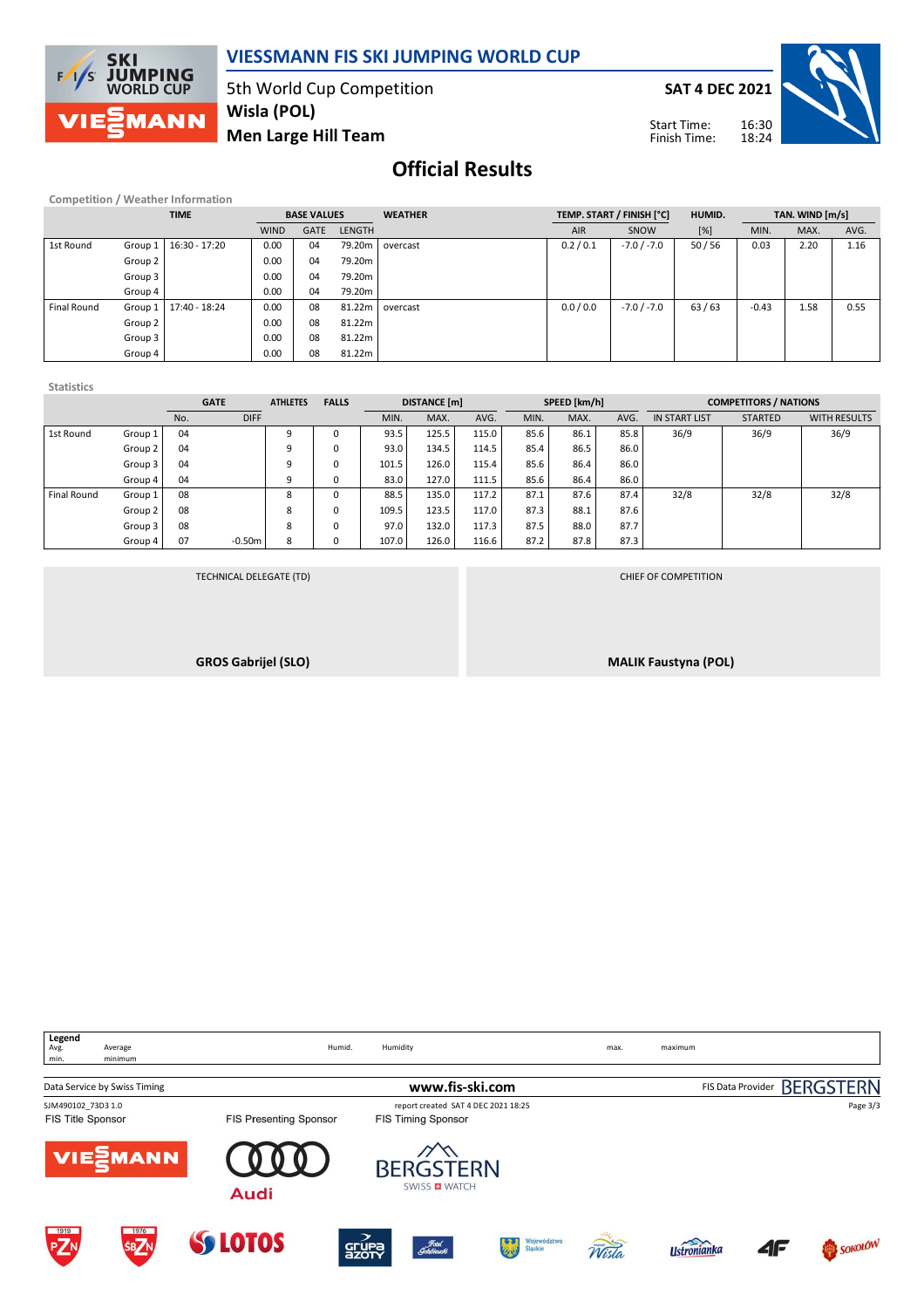# VIESSMANN FIS SKI JUMPING WORLD CUP

5th World Cup Competition
**Wisla (POL)**
**Men Large Hill Team**

**SAT 4 DEC 2021**

Start Time: 16:30
Finish Time: 18:24

## Official Results

### Competition / Weather Information

| | | TIME | BASE VALUES | | | WEATHER | TEMP. START / FINISH [°C] | | HUMID. | TAN. WIND [m/s] | | |
|---|---|---|---|---|---|---|---|---|---|---|---|---|
| | | | WIND | GATE | LENGTH | | AIR | SNOW | [%] | MIN. | MAX. | AVG. |
| 1st Round | Group 1 | 16:30 - 17:20 | 0.00 | 04 | 79.20m | overcast | 0.2 / 0.1 | -7.0 / -7.0 | 50 / 56 | 0.03 | 2.20 | 1.16 |
| | Group 2 | | 0.00 | 04 | 79.20m | | | | | | | |
| | Group 3 | | 0.00 | 04 | 79.20m | | | | | | | |
| | Group 4 | | 0.00 | 04 | 79.20m | | | | | | | |
| Final Round | Group 1 | 17:40 - 18:24 | 0.00 | 08 | 81.22m | overcast | 0.0 / 0.0 | -7.0 / -7.0 | 63 / 63 | -0.43 | 1.58 | 0.55 |
| | Group 2 | | 0.00 | 08 | 81.22m | | | | | | | |
| | Group 3 | | 0.00 | 08 | 81.22m | | | | | | | |
| | Group 4 | | 0.00 | 08 | 81.22m | | | | | | | |

### Statistics

| | | GATE | | ATHLETES | FALLS | DISTANCE [m] | | | SPEED [km/h] | | | COMPETITORS / NATIONS | | |
|---|---|---|---|---|---|---|---|---|---|---|---|---|---|---|
| | | No. | DIFF | | | MIN. | MAX. | AVG. | MIN. | MAX. | AVG. | IN START LIST | STARTED | WITH RESULTS |
| 1st Round | Group 1 | 04 | | 9 | 0 | 93.5 | 125.5 | 115.0 | 85.6 | 86.1 | 85.8 | 36/9 | 36/9 | 36/9 |
| | Group 2 | 04 | | 9 | 0 | 93.0 | 134.5 | 114.5 | 85.4 | 86.5 | 86.0 | | | |
| | Group 3 | 04 | | 9 | 0 | 101.5 | 126.0 | 115.4 | 85.6 | 86.4 | 86.0 | | | |
| | Group 4 | 04 | | 9 | 0 | 83.0 | 127.0 | 111.5 | 85.6 | 86.4 | 86.0 | | | |
| Final Round | Group 1 | 08 | | 8 | 0 | 88.5 | 135.0 | 117.2 | 87.1 | 87.6 | 87.4 | 32/8 | 32/8 | 32/8 |
| | Group 2 | 08 | | 8 | 0 | 109.5 | 123.5 | 117.0 | 87.3 | 88.1 | 87.6 | | | |
| | Group 3 | 08 | | 8 | 0 | 97.0 | 132.0 | 117.3 | 87.5 | 88.0 | 87.7 | | | |
| | Group 4 | 07 | -0.50m | 8 | 0 | 107.0 | 126.0 | 116.6 | 87.2 | 87.8 | 87.3 | | | |

TECHNICAL DELEGATE (TD)

**GROS Gabrijel (SLO)**

CHIEF OF COMPETITION

**MALIK Faustyna (POL)**

| Legend | | | | | |
|---|---|---|---|---|---|
| Avg. | Average | Humid. | Humidity | max. | maximum |
| min. | minimum | | | | |

Data Service by Swiss Timing — www.fis-ski.com — FIS Data Provider BERGSTERN

SJM490102_73D3 1.0 — report created SAT 4 DEC 2021 18:25

FIS Title Sponsor: VIESSMANN — FIS Presenting Sponsor: Audi — FIS Timing Sponsor: BERGSTERN SWISS WATCH